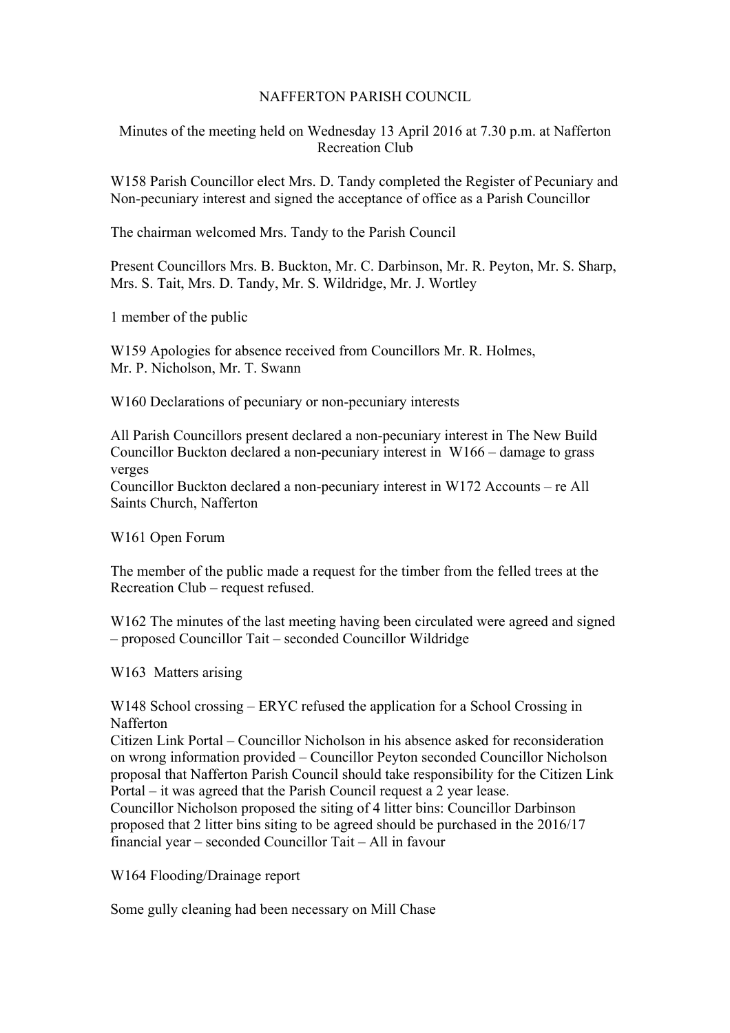# NAFFERTON PARISH COUNCIL

Minutes of the meeting held on Wednesday 13 April 2016 at 7.30 p.m. at Nafferton Recreation Club

W158 Parish Councillor elect Mrs. D. Tandy completed the Register of Pecuniary and Non-pecuniary interest and signed the acceptance of office as a Parish Councillor

The chairman welcomed Mrs. Tandy to the Parish Council

Present Councillors Mrs. B. Buckton, Mr. C. Darbinson, Mr. R. Peyton, Mr. S. Sharp, Mrs. S. Tait, Mrs. D. Tandy, Mr. S. Wildridge, Mr. J. Wortley

1 member of the public

W159 Apologies for absence received from Councillors Mr. R. Holmes, Mr. P. Nicholson, Mr. T. Swann

W160 Declarations of pecuniary or non-pecuniary interests

All Parish Councillors present declared a non-pecuniary interest in The New Build
Councillor Buckton declared a non-pecuniary interest in W166 – damage to grass verges
Councillor Buckton declared a non-pecuniary interest in W172 Accounts – re All Saints Church, Nafferton

W161 Open Forum

The member of the public made a request for the timber from the felled trees at the Recreation Club – request refused.

W162 The minutes of the last meeting having been circulated were agreed and signed – proposed Councillor Tait – seconded Councillor Wildridge

W163 Matters arising

W148 School crossing – ERYC refused the application for a School Crossing in Nafferton
Citizen Link Portal – Councillor Nicholson in his absence asked for reconsideration on wrong information provided – Councillor Peyton seconded Councillor Nicholson proposal that Nafferton Parish Council should take responsibility for the Citizen Link Portal – it was agreed that the Parish Council request a 2 year lease.
Councillor Nicholson proposed the siting of 4 litter bins: Councillor Darbinson proposed that 2 litter bins siting to be agreed should be purchased in the 2016/17 financial year – seconded Councillor Tait – All in favour

W164 Flooding/Drainage report

Some gully cleaning had been necessary on Mill Chase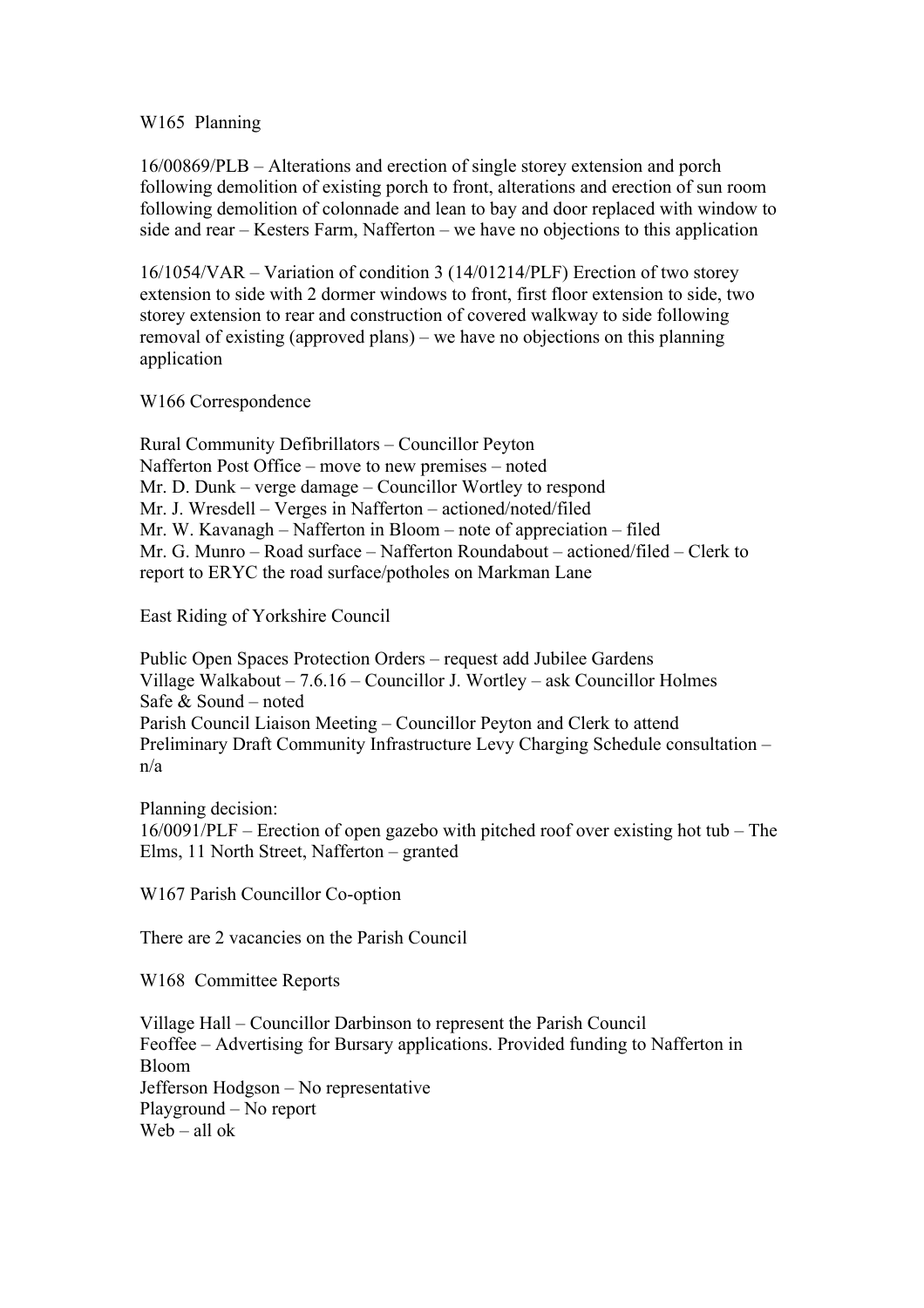## W165 Planning

16/00869/PLB – Alterations and erection of single storey extension and porch following demolition of existing porch to front, alterations and erection of sun room following demolition of colonnade and lean to bay and door replaced with window to side and rear – Kesters Farm, Nafferton – we have no objections to this application

16/1054/VAR – Variation of condition 3 (14/01214/PLF) Erection of two storey extension to side with 2 dormer windows to front, first floor extension to side, two storey extension to rear and construction of covered walkway to side following removal of existing (approved plans) – we have no objections on this planning application

## W166 Correspondence

Rural Community Defibrillators – Councillor Peyton
Nafferton Post Office – move to new premises – noted
Mr. D. Dunk – verge damage – Councillor Wortley to respond
Mr. J. Wresdell – Verges in Nafferton – actioned/noted/filed
Mr. W. Kavanagh – Nafferton in Bloom – note of appreciation – filed
Mr. G. Munro – Road surface – Nafferton Roundabout – actioned/filed – Clerk to report to ERYC the road surface/potholes on Markman Lane

East Riding of Yorkshire Council

Public Open Spaces Protection Orders – request add Jubilee Gardens
Village Walkabout – 7.6.16 – Councillor J. Wortley – ask Councillor Holmes
Safe & Sound – noted
Parish Council Liaison Meeting – Councillor Peyton and Clerk to attend
Preliminary Draft Community Infrastructure Levy Charging Schedule consultation – n/a

Planning decision:
16/0091/PLF – Erection of open gazebo with pitched roof over existing hot tub – The Elms, 11 North Street, Nafferton – granted

## W167 Parish Councillor Co-option

There are 2 vacancies on the Parish Council

## W168 Committee Reports

Village Hall – Councillor Darbinson to represent the Parish Council
Feoffee – Advertising for Bursary applications. Provided funding to Nafferton in Bloom
Jefferson Hodgson – No representative
Playground – No report
Web – all ok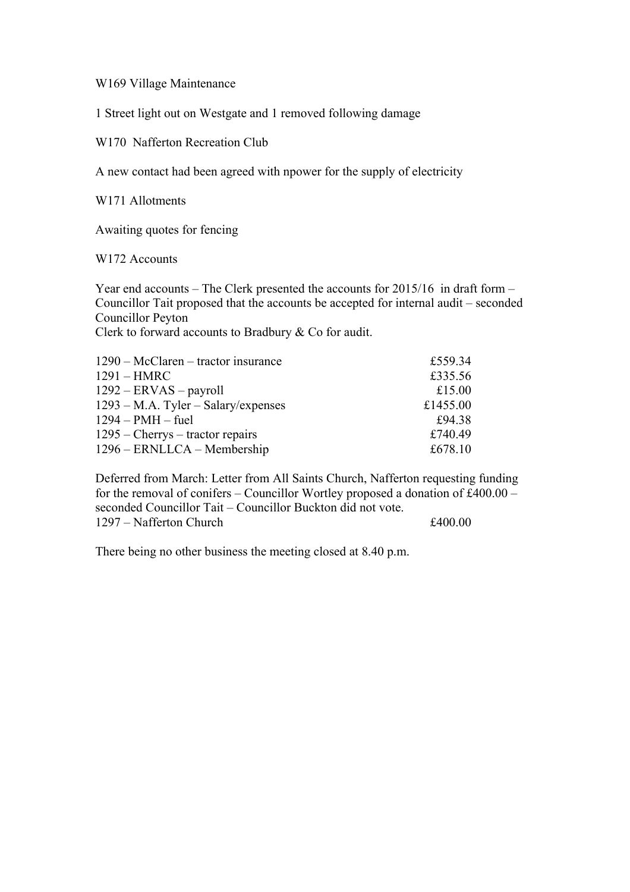W169 Village Maintenance

1 Street light out on Westgate and 1 removed following damage

W170 Nafferton Recreation Club

A new contact had been agreed with npower for the supply of electricity

W171 Allotments

Awaiting quotes for fencing

W172 Accounts

Year end accounts – The Clerk presented the accounts for 2015/16 in draft form – Councillor Tait proposed that the accounts be accepted for internal audit – seconded Councillor Peyton
Clerk to forward accounts to Bradbury & Co for audit.

| | |
|---|---|
| 1290 – McClaren – tractor insurance | £559.34 |
| 1291 – HMRC | £335.56 |
| 1292 – ERVAS – payroll | £15.00 |
| 1293 – M.A. Tyler – Salary/expenses | £1455.00 |
| 1294 – PMH – fuel | £94.38 |
| 1295 – Cherrys – tractor repairs | £740.49 |
| 1296 – ERNLLCA – Membership | £678.10 |

Deferred from March: Letter from All Saints Church, Nafferton requesting funding for the removal of conifers – Councillor Wortley proposed a donation of £400.00 – seconded Councillor Tait – Councillor Buckton did not vote.

| | |
|---|---|
| 1297 – Nafferton Church | £400.00 |

There being no other business the meeting closed at 8.40 p.m.